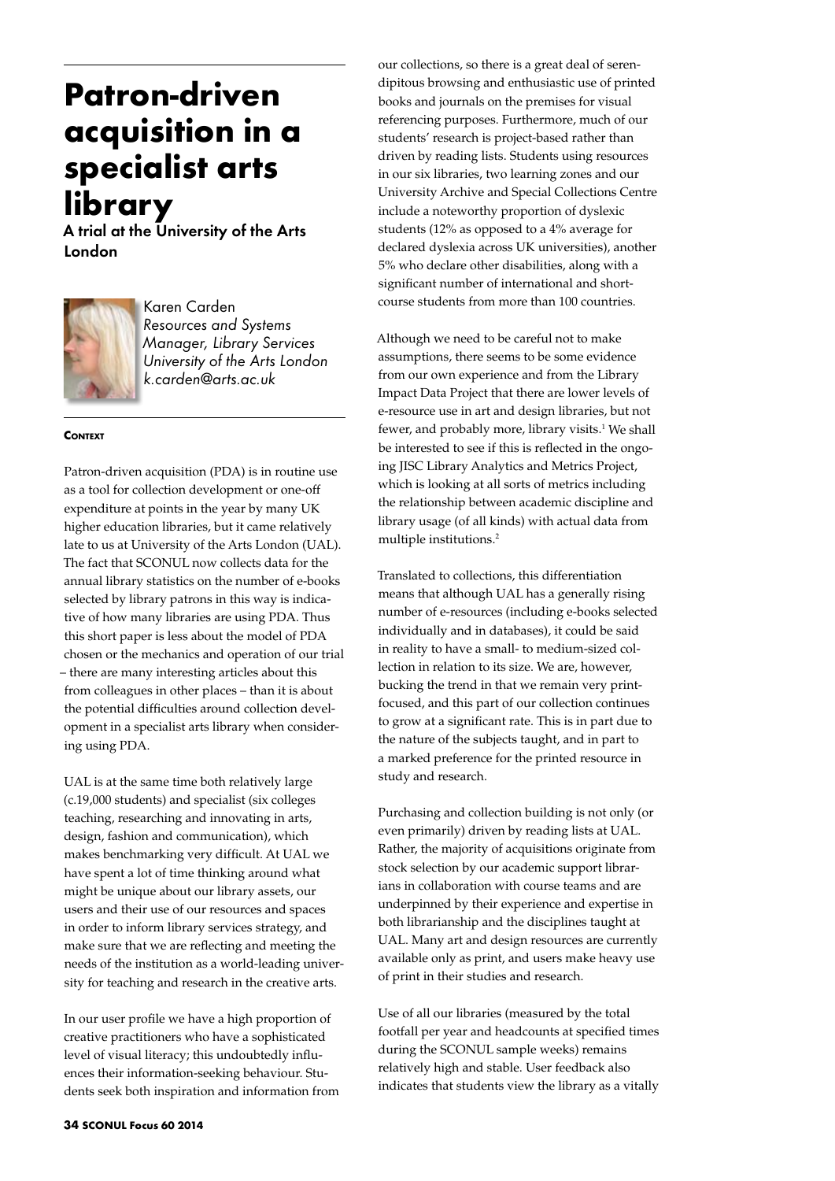# Patron-driven acquisition in a specialist arts library

**A trial at the University of the Arts London**

Karen Carden
*Resources and Systems Manager, Library Services*
*University of the Arts London*
*k.carden@arts.ac.uk*

### Context

Patron-driven acquisition (PDA) is in routine use as a tool for collection development or one-off expenditure at points in the year by many UK higher education libraries, but it came relatively late to us at University of the Arts London (UAL). The fact that SCONUL now collects data for the annual library statistics on the number of e-books selected by library patrons in this way is indicative of how many libraries are using PDA. Thus this short paper is less about the model of PDA chosen or the mechanics and operation of our trial – there are many interesting articles about this from colleagues in other places – than it is about the potential difficulties around collection development in a specialist arts library when considering using PDA.

UAL is at the same time both relatively large (c.19,000 students) and specialist (six colleges teaching, researching and innovating in arts, design, fashion and communication), which makes benchmarking very difficult. At UAL we have spent a lot of time thinking around what might be unique about our library assets, our users and their use of our resources and spaces in order to inform library services strategy, and make sure that we are reflecting and meeting the needs of the institution as a world-leading university for teaching and research in the creative arts.

In our user profile we have a high proportion of creative practitioners who have a sophisticated level of visual literacy; this undoubtedly influences their information-seeking behaviour. Students seek both inspiration and information from our collections, so there is a great deal of serendipitous browsing and enthusiastic use of printed books and journals on the premises for visual referencing purposes. Furthermore, much of our students' research is project-based rather than driven by reading lists. Students using resources in our six libraries, two learning zones and our University Archive and Special Collections Centre include a noteworthy proportion of dyslexic students (12% as opposed to a 4% average for declared dyslexia across UK universities), another 5% who declare other disabilities, along with a significant number of international and short-course students from more than 100 countries.

Although we need to be careful not to make assumptions, there seems to be some evidence from our own experience and from the Library Impact Data Project that there are lower levels of e-resource use in art and design libraries, but not fewer, and probably more, library visits.[1] We shall be interested to see if this is reflected in the ongoing JISC Library Analytics and Metrics Project, which is looking at all sorts of metrics including the relationship between academic discipline and library usage (of all kinds) with actual data from multiple institutions.[2]

Translated to collections, this differentiation means that although UAL has a generally rising number of e-resources (including e-books selected individually and in databases), it could be said in reality to have a small- to medium-sized collection in relation to its size. We are, however, bucking the trend in that we remain very print-focused, and this part of our collection continues to grow at a significant rate. This is in part due to the nature of the subjects taught, and in part to a marked preference for the printed resource in study and research.

Purchasing and collection building is not only (or even primarily) driven by reading lists at UAL. Rather, the majority of acquisitions originate from stock selection by our academic support librarians in collaboration with course teams and are underpinned by their experience and expertise in both librarianship and the disciplines taught at UAL. Many art and design resources are currently available only as print, and users make heavy use of print in their studies and research.

Use of all our libraries (measured by the total footfall per year and headcounts at specified times during the SCONUL sample weeks) remains relatively high and stable. User feedback also indicates that students view the library as a vitally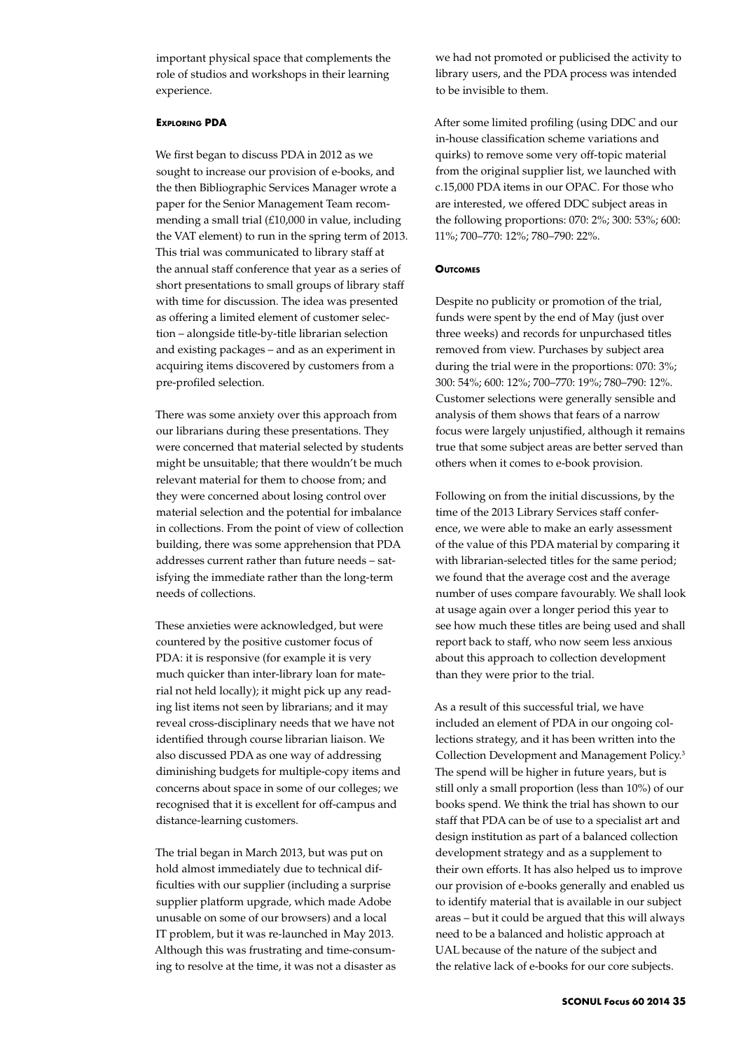important physical space that complements the role of studios and workshops in their learning experience.

### Exploring PDA

We first began to discuss PDA in 2012 as we sought to increase our provision of e-books, and the then Bibliographic Services Manager wrote a paper for the Senior Management Team recommending a small trial (£10,000 in value, including the VAT element) to run in the spring term of 2013. This trial was communicated to library staff at the annual staff conference that year as a series of short presentations to small groups of library staff with time for discussion. The idea was presented as offering a limited element of customer selection – alongside title-by-title librarian selection and existing packages – and as an experiment in acquiring items discovered by customers from a pre-profiled selection.

There was some anxiety over this approach from our librarians during these presentations. They were concerned that material selected by students might be unsuitable; that there wouldn't be much relevant material for them to choose from; and they were concerned about losing control over material selection and the potential for imbalance in collections. From the point of view of collection building, there was some apprehension that PDA addresses current rather than future needs – satisfying the immediate rather than the long-term needs of collections.

These anxieties were acknowledged, but were countered by the positive customer focus of PDA: it is responsive (for example it is very much quicker than inter-library loan for material not held locally); it might pick up any reading list items not seen by librarians; and it may reveal cross-disciplinary needs that we have not identified through course librarian liaison. We also discussed PDA as one way of addressing diminishing budgets for multiple-copy items and concerns about space in some of our colleges; we recognised that it is excellent for off-campus and distance-learning customers.

The trial began in March 2013, but was put on hold almost immediately due to technical difficulties with our supplier (including a surprise supplier platform upgrade, which made Adobe unusable on some of our browsers) and a local IT problem, but it was re-launched in May 2013. Although this was frustrating and time-consuming to resolve at the time, it was not a disaster as we had not promoted or publicised the activity to library users, and the PDA process was intended to be invisible to them.

After some limited profiling (using DDC and our in-house classification scheme variations and quirks) to remove some very off-topic material from the original supplier list, we launched with c.15,000 PDA items in our OPAC. For those who are interested, we offered DDC subject areas in the following proportions: 070: 2%; 300: 53%; 600: 11%; 700–770: 12%; 780–790: 22%.

### Outcomes

Despite no publicity or promotion of the trial, funds were spent by the end of May (just over three weeks) and records for unpurchased titles removed from view. Purchases by subject area during the trial were in the proportions: 070: 3%; 300: 54%; 600: 12%; 700–770: 19%; 780–790: 12%. Customer selections were generally sensible and analysis of them shows that fears of a narrow focus were largely unjustified, although it remains true that some subject areas are better served than others when it comes to e-book provision.

Following on from the initial discussions, by the time of the 2013 Library Services staff conference, we were able to make an early assessment of the value of this PDA material by comparing it with librarian-selected titles for the same period; we found that the average cost and the average number of uses compare favourably. We shall look at usage again over a longer period this year to see how much these titles are being used and shall report back to staff, who now seem less anxious about this approach to collection development than they were prior to the trial.

As a result of this successful trial, we have included an element of PDA in our ongoing collections strategy, and it has been written into the Collection Development and Management Policy.[3] The spend will be higher in future years, but is still only a small proportion (less than 10%) of our books spend. We think the trial has shown to our staff that PDA can be of use to a specialist art and design institution as part of a balanced collection development strategy and as a supplement to their own efforts. It has also helped us to improve our provision of e-books generally and enabled us to identify material that is available in our subject areas – but it could be argued that this will always need to be a balanced and holistic approach at UAL because of the nature of the subject and the relative lack of e-books for our core subjects.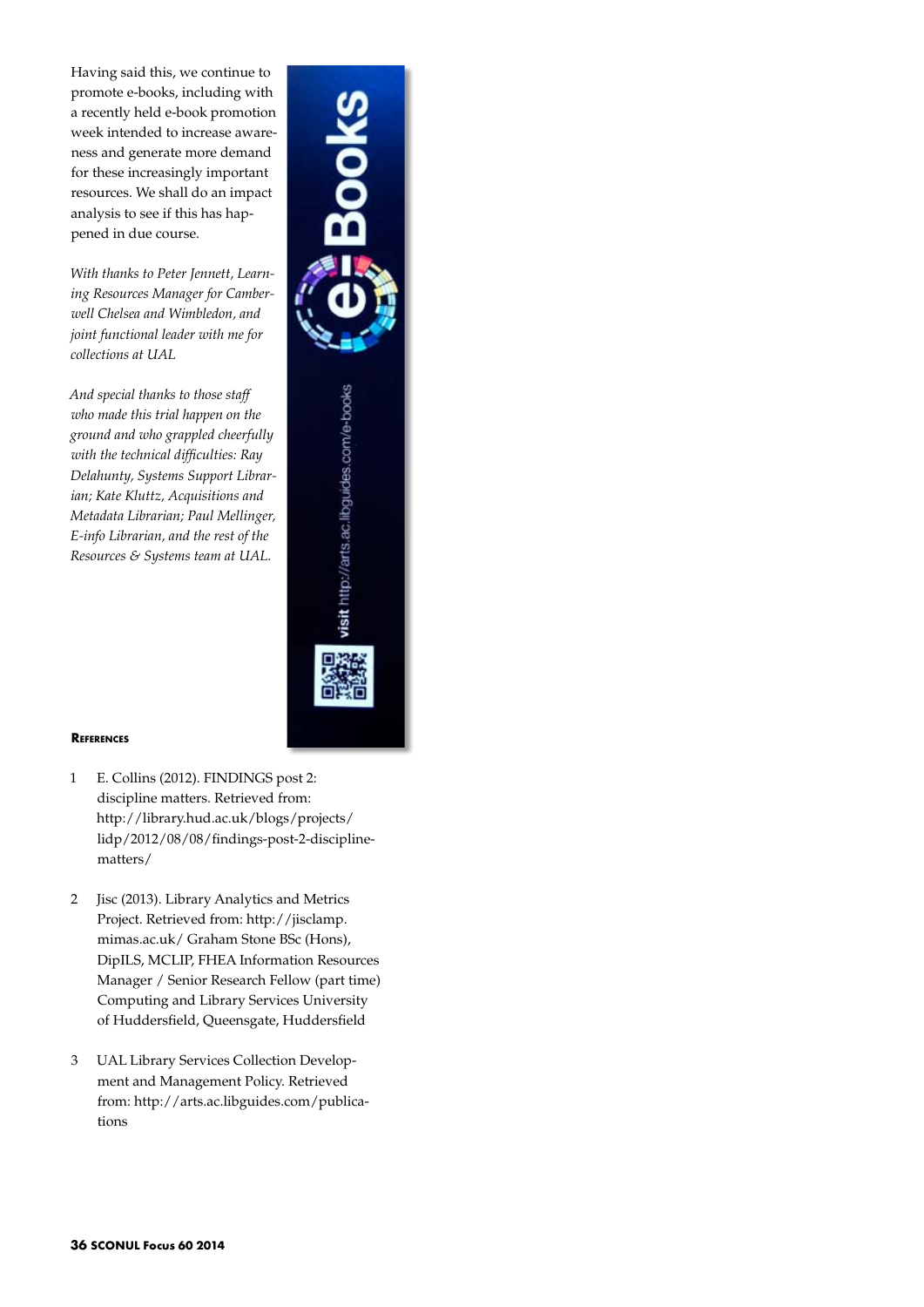Having said this, we continue to promote e-books, including with a recently held e-book promotion week intended to increase awareness and generate more demand for these increasingly important resources. We shall do an impact analysis to see if this has happened in due course.

*With thanks to Peter Jennett, Learning Resources Manager for Camberwell Chelsea and Wimbledon, and joint functional leader with me for collections at UAL*

*And special thanks to those staff who made this trial happen on the ground and who grappled cheerfully with the technical difficulties: Ray Delahunty, Systems Support Librarian; Kate Kluttz, Acquisitions and Metadata Librarian; Paul Mellinger, E-info Librarian, and the rest of the Resources & Systems team at UAL.*

e-Books

visit http://arts.ac.libguides.com/e-books

## References

1. E. Collins (2012). FINDINGS post 2: discipline matters. Retrieved from: http://library.hud.ac.uk/blogs/projects/lidp/2012/08/08/findings-post-2-discipline-matters/

2. Jisc (2013). Library Analytics and Metrics Project. Retrieved from: http://jisclamp.mimas.ac.uk/ Graham Stone BSc (Hons), DipILS, MCLIP, FHEA Information Resources Manager / Senior Research Fellow (part time) Computing and Library Services University of Huddersfield, Queensgate, Huddersfield

3. UAL Library Services Collection Development and Management Policy. Retrieved from: http://arts.ac.libguides.com/publications